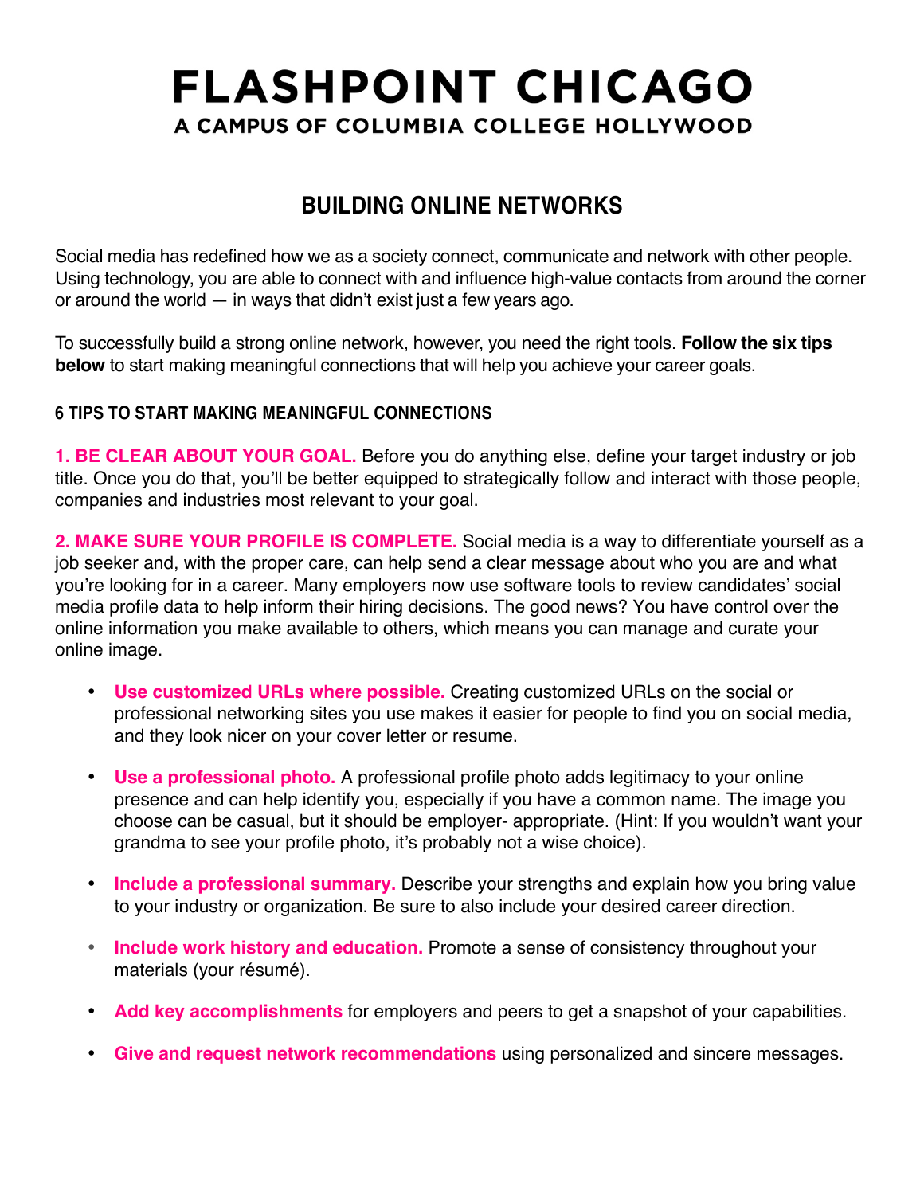# FLASHPOINT CHICAGO

A CAMPUS OF COLUMBIA COLLEGE HOLLYWOOD

## BUILDING ONLINE NETWORKS

Social media has redefined how we as a society connect, communicate and network with other people. Using technology, you are able to connect with and influence high-value contacts from around the corner or around the world — in ways that didn't exist just a few years ago.

To successfully build a strong online network, however, you need the right tools. **Follow the six tips below** to start making meaningful connections that will help you achieve your career goals.

### 6 TIPS TO START MAKING MEANINGFUL CONNECTIONS

**1. BE CLEAR ABOUT YOUR GOAL.** Before you do anything else, define your target industry or job title. Once you do that, you'll be better equipped to strategically follow and interact with those people, companies and industries most relevant to your goal.

**2. MAKE SURE YOUR PROFILE IS COMPLETE.** Social media is a way to differentiate yourself as a job seeker and, with the proper care, can help send a clear message about who you are and what you're looking for in a career. Many employers now use software tools to review candidates' social media profile data to help inform their hiring decisions. The good news? You have control over the online information you make available to others, which means you can manage and curate your online image.

- **Use customized URLs where possible.** Creating customized URLs on the social or professional networking sites you use makes it easier for people to find you on social media, and they look nicer on your cover letter or resume.
- **Use a professional photo.** A professional profile photo adds legitimacy to your online presence and can help identify you, especially if you have a common name. The image you choose can be casual, but it should be employer- appropriate. (Hint: If you wouldn't want your grandma to see your profile photo, it's probably not a wise choice).
- **Include a professional summary.** Describe your strengths and explain how you bring value to your industry or organization. Be sure to also include your desired career direction.
- **Include work history and education.** Promote a sense of consistency throughout your materials (your résumé).
- **Add key accomplishments** for employers and peers to get a snapshot of your capabilities.
- **Give and request network recommendations** using personalized and sincere messages.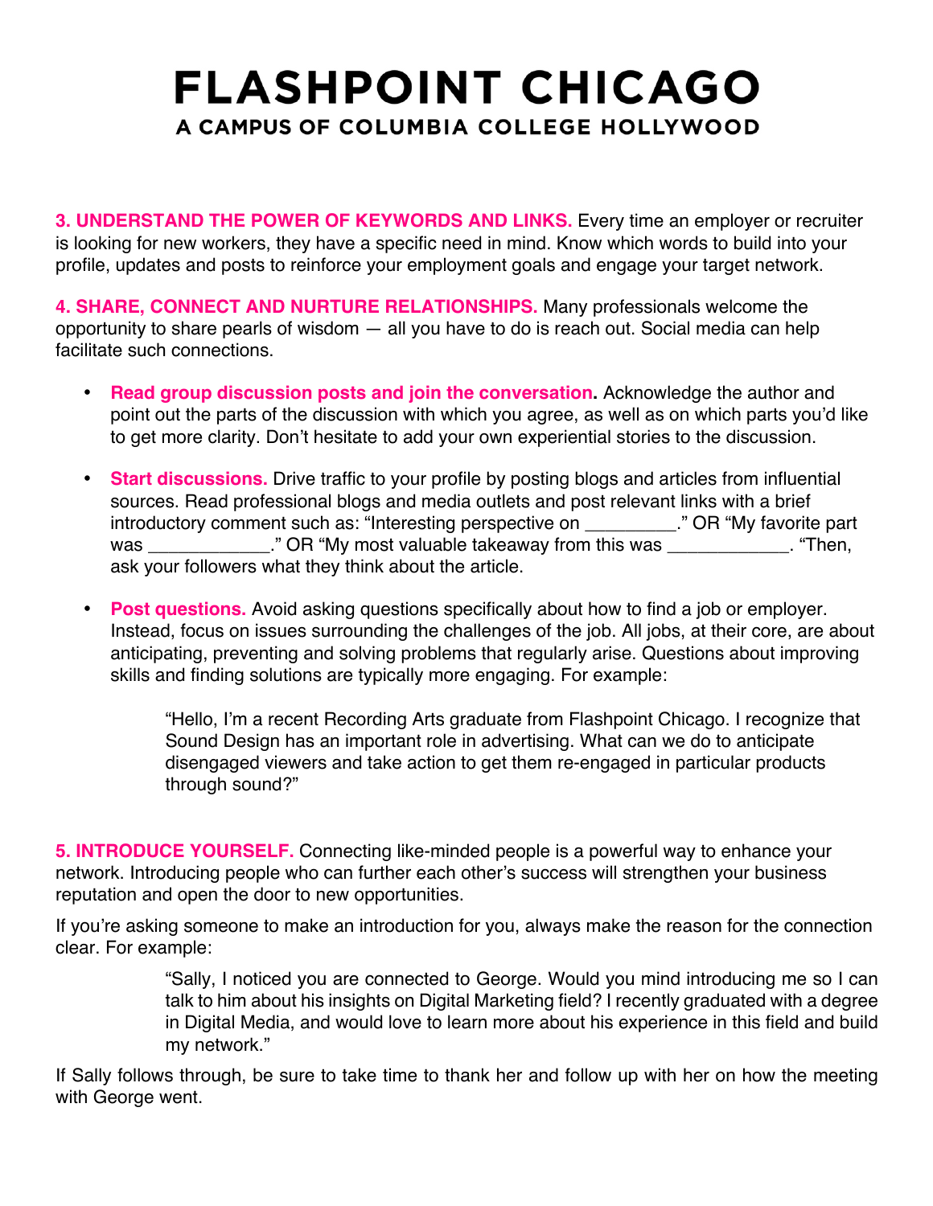**3. UNDERSTAND THE POWER OF KEYWORDS AND LINKS.** Every time an employer or recruiter is looking for new workers, they have a specific need in mind. Know which words to build into your profile, updates and posts to reinforce your employment goals and engage your target network.

**4. SHARE, CONNECT AND NURTURE RELATIONSHIPS.** Many professionals welcome the opportunity to share pearls of wisdom — all you have to do is reach out. Social media can help facilitate such connections.

- **Read group discussion posts and join the conversation.** Acknowledge the author and point out the parts of the discussion with which you agree, as well as on which parts you'd like to get more clarity. Don't hesitate to add your own experiential stories to the discussion.

- **Start discussions.** Drive traffic to your profile by posting blogs and articles from influential sources. Read professional blogs and media outlets and post relevant links with a brief introductory comment such as: "Interesting perspective on _________." OR "My favorite part was ____________." OR "My most valuable takeaway from this was ____________. "Then, ask your followers what they think about the article.

- **Post questions.** Avoid asking questions specifically about how to find a job or employer. Instead, focus on issues surrounding the challenges of the job. All jobs, at their core, are about anticipating, preventing and solving problems that regularly arise. Questions about improving skills and finding solutions are typically more engaging. For example:

  > "Hello, I'm a recent Recording Arts graduate from Flashpoint Chicago. I recognize that Sound Design has an important role in advertising. What can we do to anticipate disengaged viewers and take action to get them re-engaged in particular products through sound?"

**5. INTRODUCE YOURSELF.** Connecting like-minded people is a powerful way to enhance your network. Introducing people who can further each other's success will strengthen your business reputation and open the door to new opportunities.

If you're asking someone to make an introduction for you, always make the reason for the connection clear. For example:

> "Sally, I noticed you are connected to George. Would you mind introducing me so I can talk to him about his insights on Digital Marketing field? I recently graduated with a degree in Digital Media, and would love to learn more about his experience in this field and build my network."

If Sally follows through, be sure to take time to thank her and follow up with her on how the meeting with George went.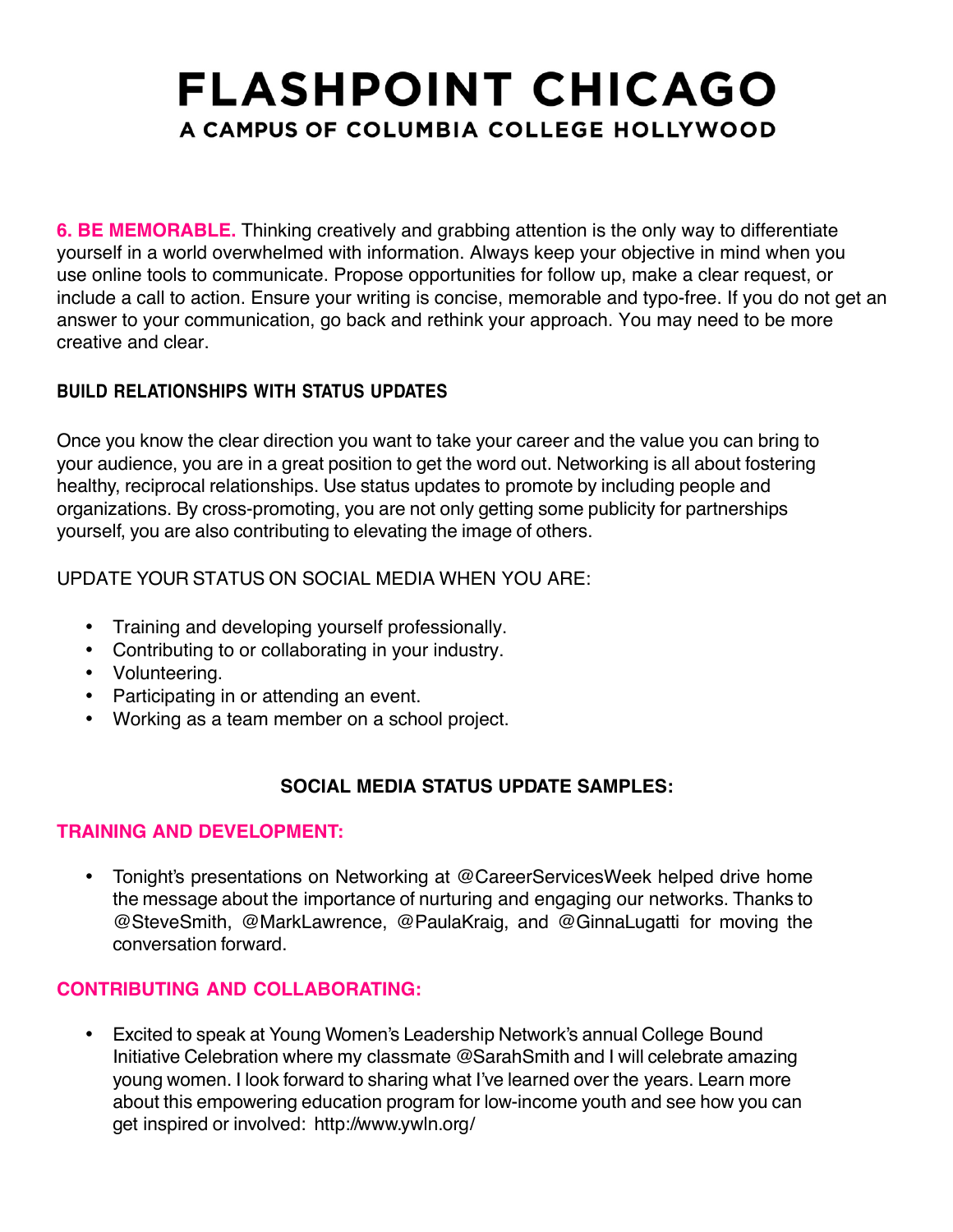# FLASHPOINT CHICAGO

## A CAMPUS OF COLUMBIA COLLEGE HOLLYWOOD

**6. BE MEMORABLE.** Thinking creatively and grabbing attention is the only way to differentiate yourself in a world overwhelmed with information. Always keep your objective in mind when you use online tools to communicate. Propose opportunities for follow up, make a clear request, or include a call to action. Ensure your writing is concise, memorable and typo-free. If you do not get an answer to your communication, go back and rethink your approach. You may need to be more creative and clear.

### BUILD RELATIONSHIPS WITH STATUS UPDATES

Once you know the clear direction you want to take your career and the value you can bring to your audience, you are in a great position to get the word out. Networking is all about fostering healthy, reciprocal relationships. Use status updates to promote by including people and organizations. By cross-promoting, you are not only getting some publicity for partnerships yourself, you are also contributing to elevating the image of others.

UPDATE YOUR STATUS ON SOCIAL MEDIA WHEN YOU ARE:

- Training and developing yourself professionally.
- Contributing to or collaborating in your industry.
- Volunteering.
- Participating in or attending an event.
- Working as a team member on a school project.

### SOCIAL MEDIA STATUS UPDATE SAMPLES:

#### TRAINING AND DEVELOPMENT:

- Tonight's presentations on Networking at @CareerServicesWeek helped drive home the message about the importance of nurturing and engaging our networks. Thanks to @SteveSmith, @MarkLawrence, @PaulaKraig, and @GinnaLugatti for moving the conversation forward.

#### CONTRIBUTING AND COLLABORATING:

- Excited to speak at Young Women's Leadership Network's annual College Bound Initiative Celebration where my classmate @SarahSmith and I will celebrate amazing young women. I look forward to sharing what I've learned over the years. Learn more about this empowering education program for low-income youth and see how you can get inspired or involved: http://www.ywln.org/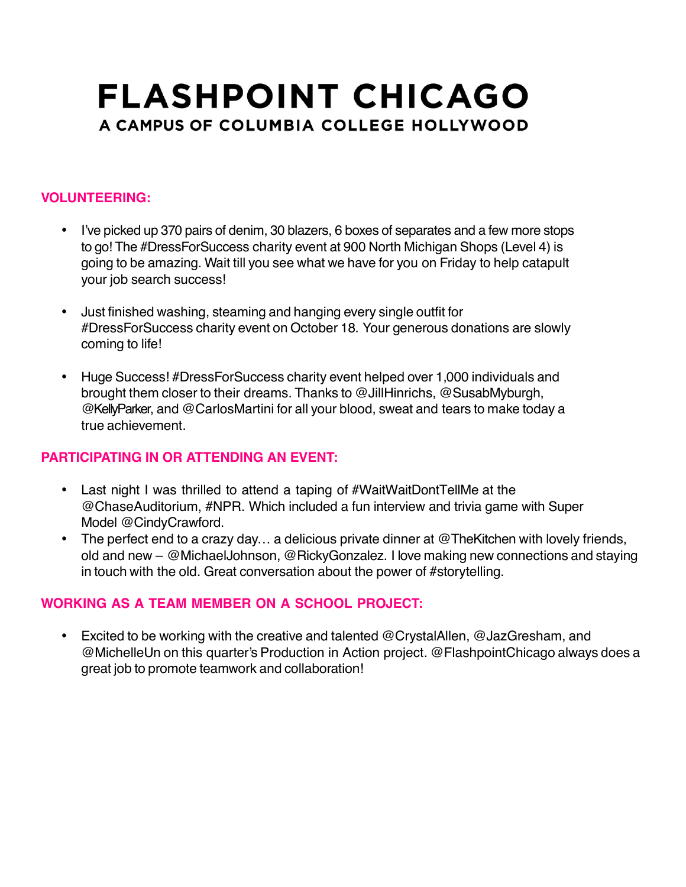# FLASHPOINT CHICAGO

**A CAMPUS OF COLUMBIA COLLEGE HOLLYWOOD**

## VOLUNTEERING:

- I've picked up 370 pairs of denim, 30 blazers, 6 boxes of separates and a few more stops to go! The #DressForSuccess charity event at 900 North Michigan Shops (Level 4) is going to be amazing. Wait till you see what we have for you on Friday to help catapult your job search success!

- Just finished washing, steaming and hanging every single outfit for #DressForSuccess charity event on October 18. Your generous donations are slowly coming to life!

- Huge Success! #DressForSuccess charity event helped over 1,000 individuals and brought them closer to their dreams. Thanks to @JillHinrichs, @SusabMyburgh, @KellyParker, and @CarlosMartini for all your blood, sweat and tears to make today a true achievement.

## PARTICIPATING IN OR ATTENDING AN EVENT:

- Last night I was thrilled to attend a taping of #WaitWaitDontTellMe at the @ChaseAuditorium, #NPR. Which included a fun interview and trivia game with Super Model @CindyCrawford.
- The perfect end to a crazy day… a delicious private dinner at @TheKitchen with lovely friends, old and new – @MichaelJohnson, @RickyGonzalez. I love making new connections and staying in touch with the old. Great conversation about the power of #storytelling.

## WORKING AS A TEAM MEMBER ON A SCHOOL PROJECT:

- Excited to be working with the creative and talented @CrystalAllen, @JazGresham, and @MichelleUn on this quarter's Production in Action project. @FlashpointChicago always does a great job to promote teamwork and collaboration!